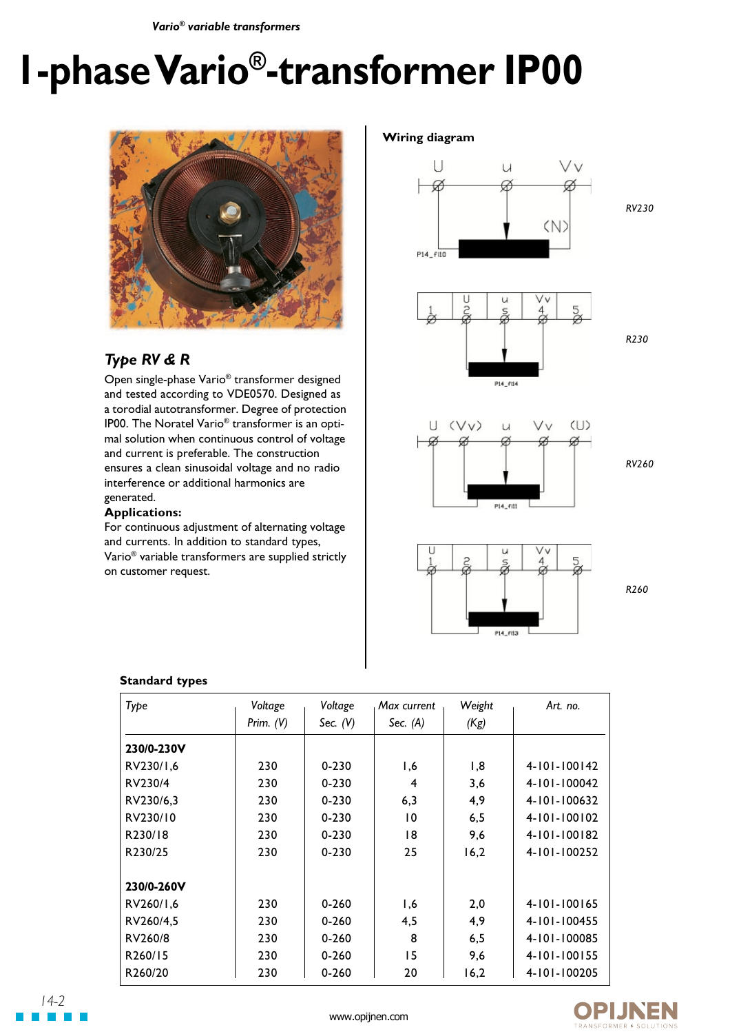# 1-phase Vario®-transformer IP00

## Type RV & R

Open single-phase Vario® transformer designed and tested according to VDE0570. Designed as a torodial autotransformer. Degree of protection IP00. The Noratel Vario® transformer is an optimal solution when continuous control of voltage and current is preferable. The construction ensures a clean sinusoidal voltage and no radio interference or additional harmonics are generated.

**Applications:**

For continuous adjustment of alternating voltage and currents. In addition to standard types, Vario® variable transformers are supplied strictly on customer request.

**Wiring diagram**

RV230

R230

RV260

R260

**Standard types**

| *Type* | *Voltage Prim. (V)* | *Voltage Sec. (V)* | *Max current Sec. (A)* | *Weight (Kg)* | *Art. no.* |
|---|---|---|---|---|---|
| **230/0-230V** | | | | | |
| RV230/1,6 | 230 | 0-230 | 1,6 | 1,8 | 4-101-100142 |
| RV230/4 | 230 | 0-230 | 4 | 3,6 | 4-101-100042 |
| RV230/6,3 | 230 | 0-230 | 6,3 | 4,9 | 4-101-100632 |
| RV230/10 | 230 | 0-230 | 10 | 6,5 | 4-101-100102 |
| R230/18 | 230 | 0-230 | 18 | 9,6 | 4-101-100182 |
| R230/25 | 230 | 0-230 | 25 | 16,2 | 4-101-100252 |
| **230/0-260V** | | | | | |
| RV260/1,6 | 230 | 0-260 | 1,6 | 2,0 | 4-101-100165 |
| RV260/4,5 | 230 | 0-260 | 4,5 | 4,9 | 4-101-100455 |
| RV260/8 | 230 | 0-260 | 8 | 6,5 | 4-101-100085 |
| R260/15 | 230 | 0-260 | 15 | 9,6 | 4-101-100155 |
| R260/20 | 230 | 0-260 | 20 | 16,2 | 4-101-100205 |

www.opijnen.com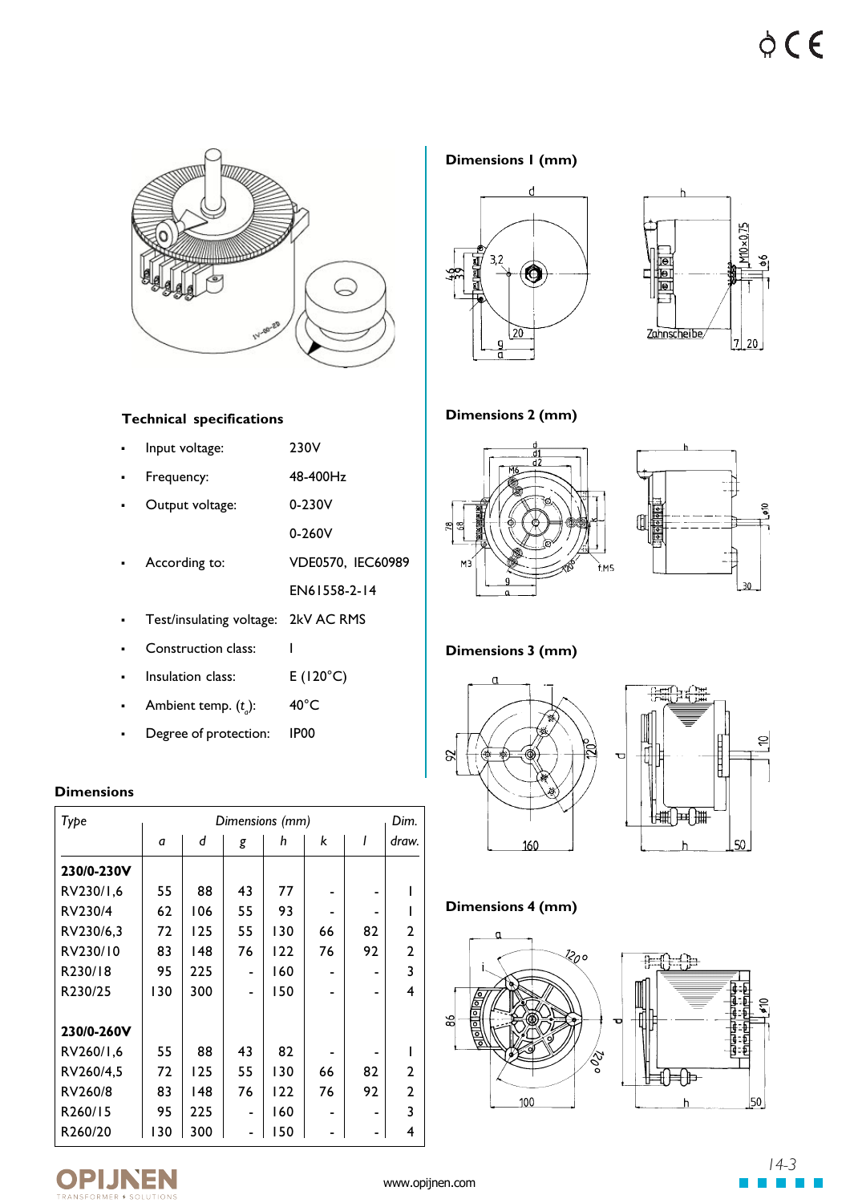## Technical specifications

- Input voltage: 230V
- Frequency: 48-400Hz
- Output voltage: 0-230V
  0-260V
- According to: VDE0570, IEC60989
  EN61558-2-14
- Test/insulating voltage: 2kV AC RMS
- Construction class: I
- Insulation class: E (120°C)
- Ambient temp. ($t_a$): 40°C
- Degree of protection: IP00

## Dimensions

| *Type* | *Dimensions (mm)* | | | | | | *Dim.* |
|---|---|---|---|---|---|---|---|
| | *a* | *d* | *g* | *h* | *k* | *l* | *draw.* |
| **230/0-230V** | | | | | | | |
| RV230/1,6 | 55 | 88 | 43 | 77 | - | - | 1 |
| RV230/4 | 62 | 106 | 55 | 93 | - | - | 1 |
| RV230/6,3 | 72 | 125 | 55 | 130 | 66 | 82 | 2 |
| RV230/10 | 83 | 148 | 76 | 122 | 76 | 92 | 2 |
| R230/18 | 95 | 225 | - | 160 | - | - | 3 |
| R230/25 | 130 | 300 | - | 150 | - | - | 4 |
| **230/0-260V** | | | | | | | |
| RV260/1,6 | 55 | 88 | 43 | 82 | - | - | 1 |
| RV260/4,5 | 72 | 125 | 55 | 130 | 66 | 82 | 2 |
| RV260/8 | 83 | 148 | 76 | 122 | 76 | 92 | 2 |
| R260/15 | 95 | 225 | - | 160 | - | - | 3 |
| R260/20 | 130 | 300 | - | 150 | - | - | 4 |

## Dimensions 1 (mm)

d
h
48
38
3,2
M10x0,75
ø6
20
g
a
Zahnscheibe
7
20

## Dimensions 2 (mm)

d
d1
d2
h
M6
78
68
ø10
M3
g
a
120°
f M5
k
30

## Dimensions 3 (mm)

a
92
120°
d
10
160
h
50

## Dimensions 4 (mm)

a
120°
i
86
d
ø10
120°
100
h
50

www.opijnen.com